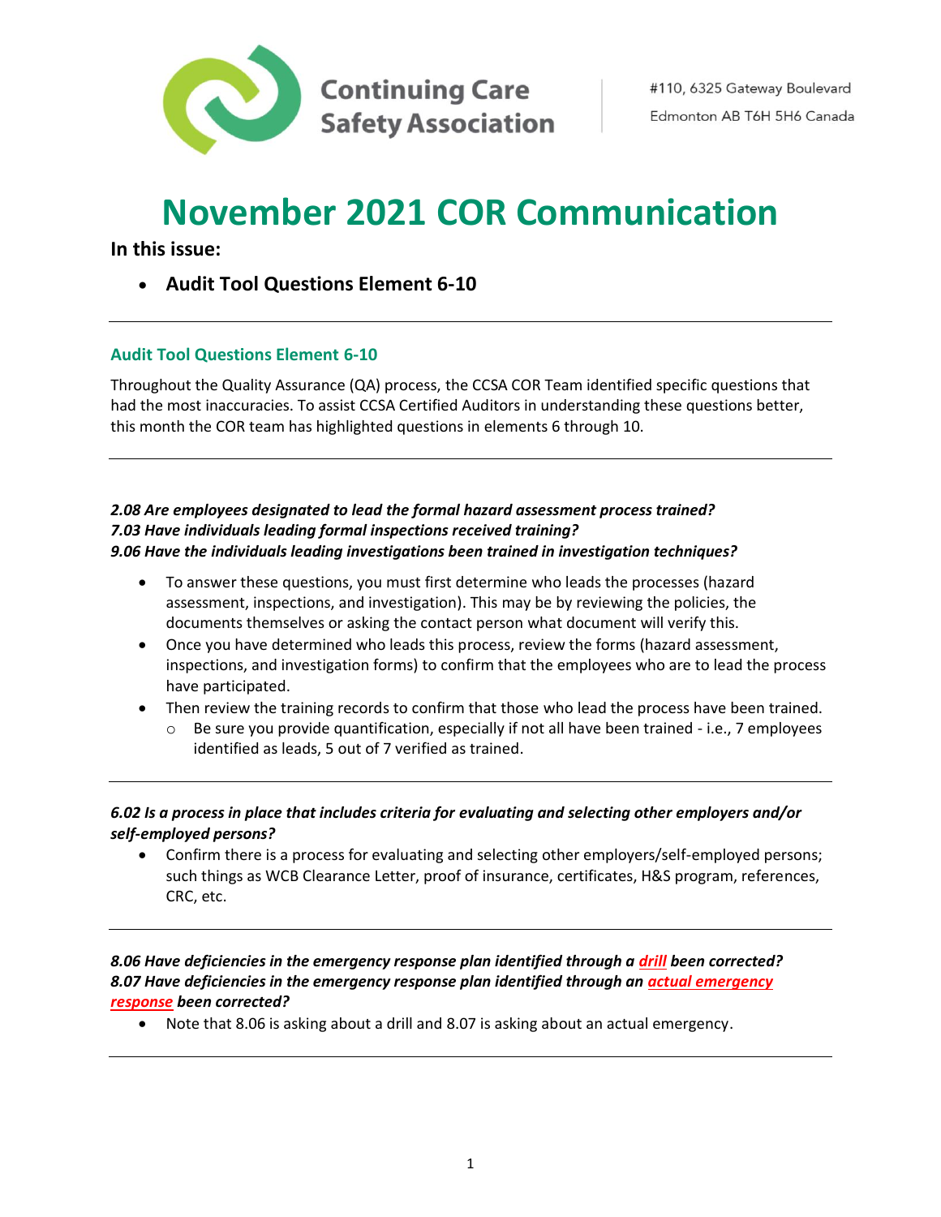Continuing Care Safety Association

#110, 6325 Gateway Boulevard
Edmonton AB T6H 5H6 Canada

# November 2021 COR Communication

**In this issue:**

- **Audit Tool Questions Element 6-10**

---

## Audit Tool Questions Element 6-10

Throughout the Quality Assurance (QA) process, the CCSA COR Team identified specific questions that had the most inaccuracies. To assist CCSA Certified Auditors in understanding these questions better, this month the COR team has highlighted questions in elements 6 through 10.

---

***2.08 Are employees designated to lead the formal hazard assessment process trained?***
***7.03 Have individuals leading formal inspections received training?***
***9.06 Have the individuals leading investigations been trained in investigation techniques?***

- To answer these questions, you must first determine who leads the processes (hazard assessment, inspections, and investigation). This may be by reviewing the policies, the documents themselves or asking the contact person what document will verify this.
- Once you have determined who leads this process, review the forms (hazard assessment, inspections, and investigation forms) to confirm that the employees who are to lead the process have participated.
- Then review the training records to confirm that those who lead the process have been trained.
  - Be sure you provide quantification, especially if not all have been trained - i.e., 7 employees identified as leads, 5 out of 7 verified as trained.

---

***6.02 Is a process in place that includes criteria for evaluating and selecting other employers and/or self-employed persons?***

- Confirm there is a process for evaluating and selecting other employers/self-employed persons; such things as WCB Clearance Letter, proof of insurance, certificates, H&S program, references, CRC, etc.

---

***8.06 Have deficiencies in the emergency response plan identified through a drill been corrected?***
***8.07 Have deficiencies in the emergency response plan identified through an actual emergency response been corrected?***

- Note that 8.06 is asking about a drill and 8.07 is asking about an actual emergency.

---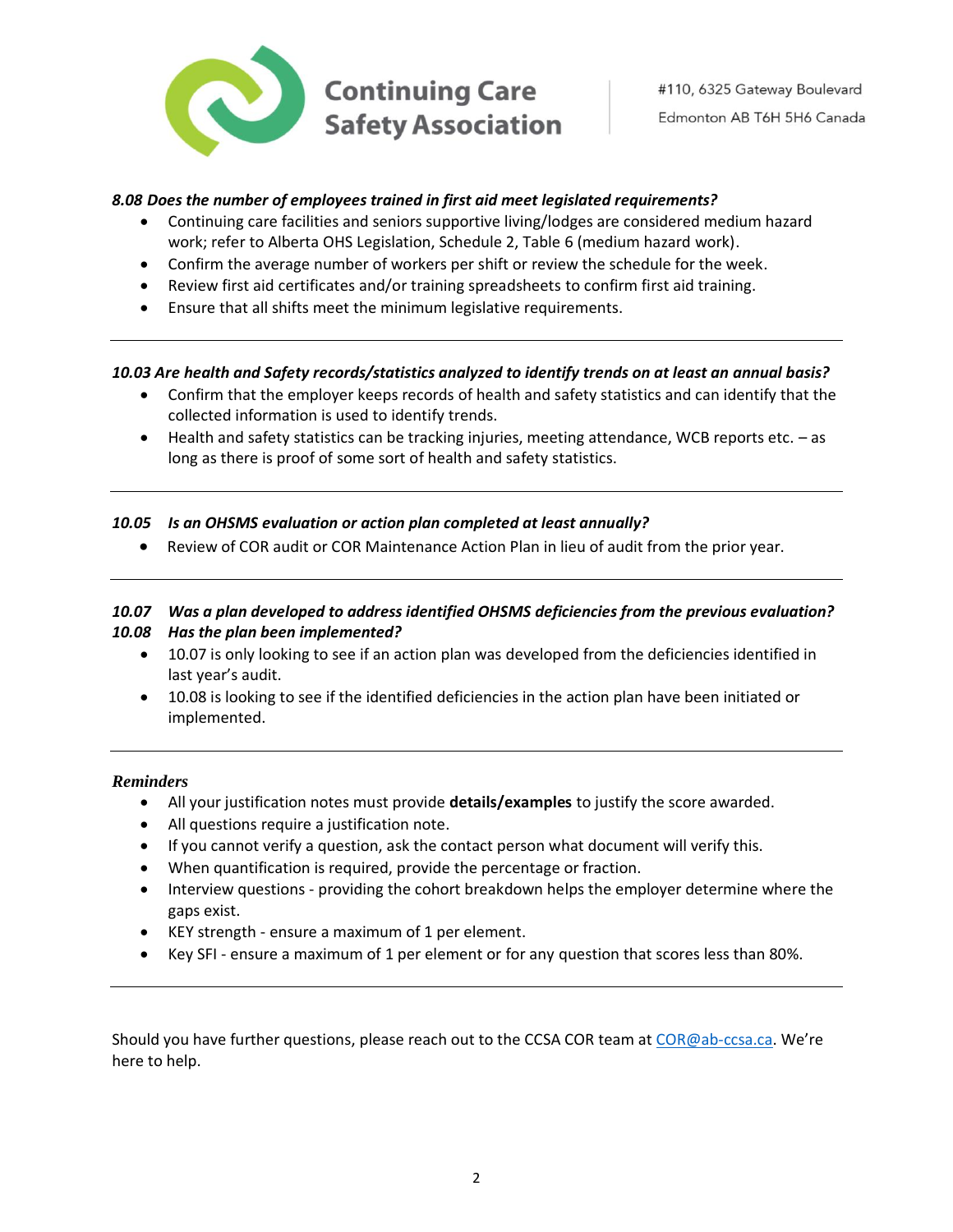*8.08 Does the number of employees trained in first aid meet legislated requirements?*

- Continuing care facilities and seniors supportive living/lodges are considered medium hazard work; refer to Alberta OHS Legislation, Schedule 2, Table 6 (medium hazard work).
- Confirm the average number of workers per shift or review the schedule for the week.
- Review first aid certificates and/or training spreadsheets to confirm first aid training.
- Ensure that all shifts meet the minimum legislative requirements.

---

*10.03 Are health and Safety records/statistics analyzed to identify trends on at least an annual basis?*

- Confirm that the employer keeps records of health and safety statistics and can identify that the collected information is used to identify trends.
- Health and safety statistics can be tracking injuries, meeting attendance, WCB reports etc. – as long as there is proof of some sort of health and safety statistics.

---

*10.05 Is an OHSMS evaluation or action plan completed at least annually?*

- Review of COR audit or COR Maintenance Action Plan in lieu of audit from the prior year.

---

*10.07 Was a plan developed to address identified OHSMS deficiencies from the previous evaluation?*
*10.08 Has the plan been implemented?*

- 10.07 is only looking to see if an action plan was developed from the deficiencies identified in last year's audit.
- 10.08 is looking to see if the identified deficiencies in the action plan have been initiated or implemented.

---

*Reminders*

- All your justification notes must provide **details/examples** to justify the score awarded.
- All questions require a justification note.
- If you cannot verify a question, ask the contact person what document will verify this.
- When quantification is required, provide the percentage or fraction.
- Interview questions - providing the cohort breakdown helps the employer determine where the gaps exist.
- KEY strength - ensure a maximum of 1 per element.
- Key SFI - ensure a maximum of 1 per element or for any question that scores less than 80%.

---

Should you have further questions, please reach out to the CCSA COR team at COR@ab-ccsa.ca. We're here to help.